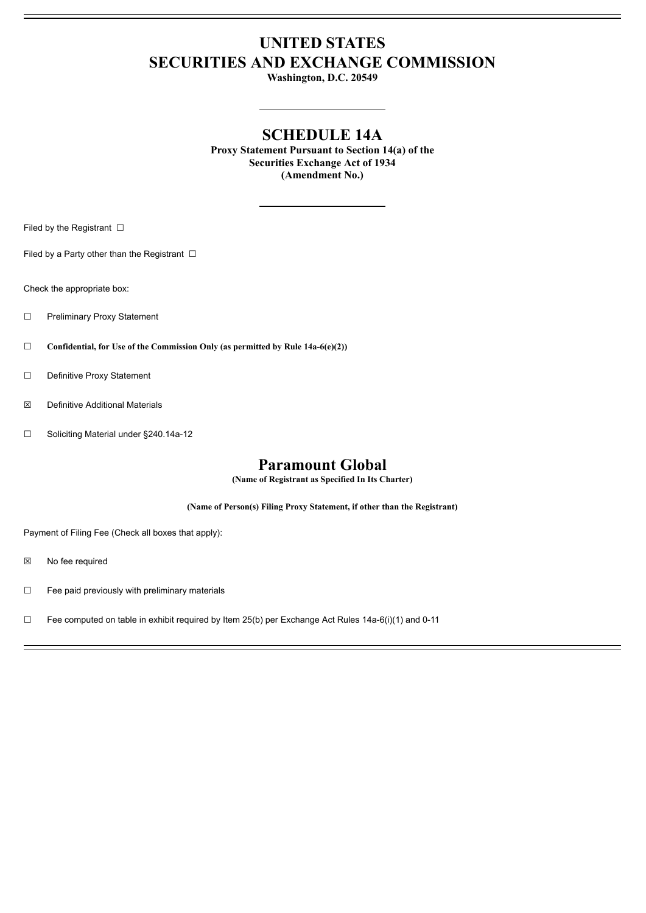# UNITED STATES
# SECURITIES AND EXCHANGE COMMISSION

**Washington, D.C. 20549**

## SCHEDULE 14A

**Proxy Statement Pursuant to Section 14(a) of the Securities Exchange Act of 1934 (Amendment No.)**

Filed by the Registrant ☐

Filed by a Party other than the Registrant ☐

Check the appropriate box:

☐ Preliminary Proxy Statement

☐ **Confidential, for Use of the Commission Only (as permitted by Rule 14a-6(e)(2))**

☐ Definitive Proxy Statement

☒ Definitive Additional Materials

☐ Soliciting Material under §240.14a-12

## Paramount Global

**(Name of Registrant as Specified In Its Charter)**

**(Name of Person(s) Filing Proxy Statement, if other than the Registrant)**

Payment of Filing Fee (Check all boxes that apply):

☒ No fee required

☐ Fee paid previously with preliminary materials

☐ Fee computed on table in exhibit required by Item 25(b) per Exchange Act Rules 14a-6(i)(1) and 0-11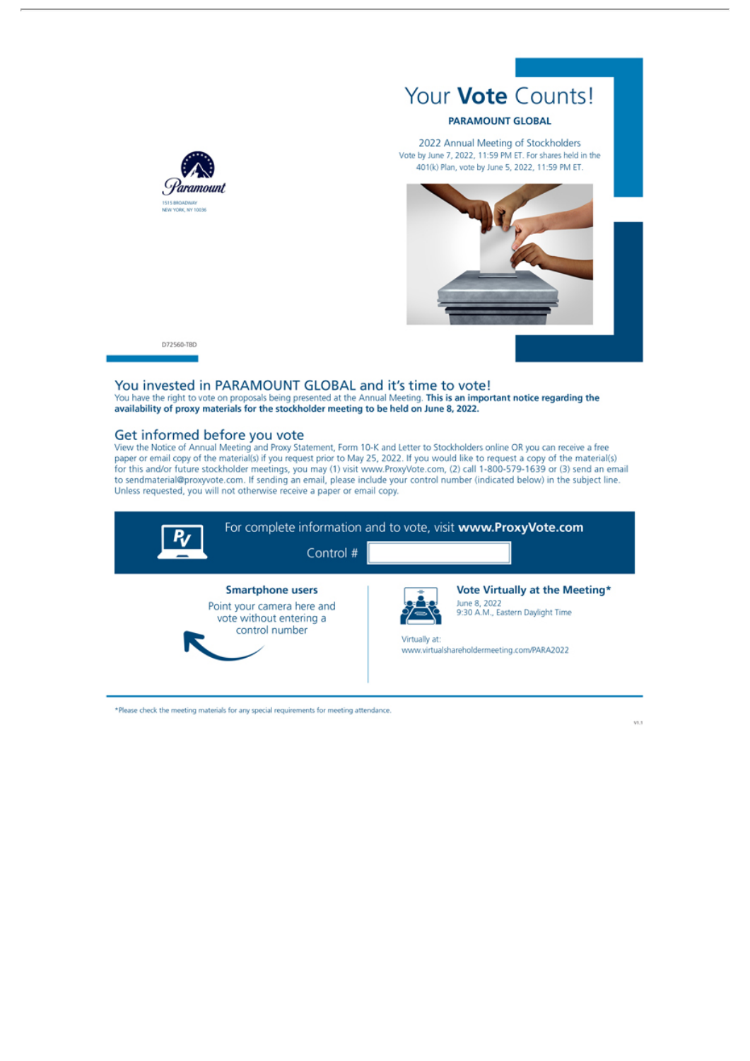Paramount
1515 BROADWAY
NEW YORK, NY 10036

D72560-TBD

# Your **Vote** Counts!

**PARAMOUNT GLOBAL**

2022 Annual Meeting of Stockholders

Vote by June 7, 2022, 11:59 PM ET. For shares held in the 401(k) Plan, vote by June 5, 2022, 11:59 PM ET.

## You invested in PARAMOUNT GLOBAL and it's time to vote!

You have the right to vote on proposals being presented at the Annual Meeting. **This is an important notice regarding the availability of proxy materials for the stockholder meeting to be held on June 8, 2022.**

## Get informed before you vote

View the Notice of Annual Meeting and Proxy Statement, Form 10-K and Letter to Stockholders online OR you can receive a free paper or email copy of the material(s) if you request prior to May 25, 2022. If you would like to request a copy of the material(s) for this and/or future stockholder meetings, you may (1) visit www.ProxyVote.com, (2) call 1-800-579-1639 or (3) send an email to sendmaterial@proxyvote.com. If sending an email, please include your control number (indicated below) in the subject line. Unless requested, you will not otherwise receive a paper or email copy.

For complete information and to vote, visit **www.ProxyVote.com**

Control #

**Smartphone users**

Point your camera here and vote without entering a control number

**Vote Virtually at the Meeting***

June 8, 2022
9:30 A.M., Eastern Daylight Time

Virtually at:
www.virtualshareholdermeeting.com/PARA2022

*Please check the meeting materials for any special requirements for meeting attendance.

V1.1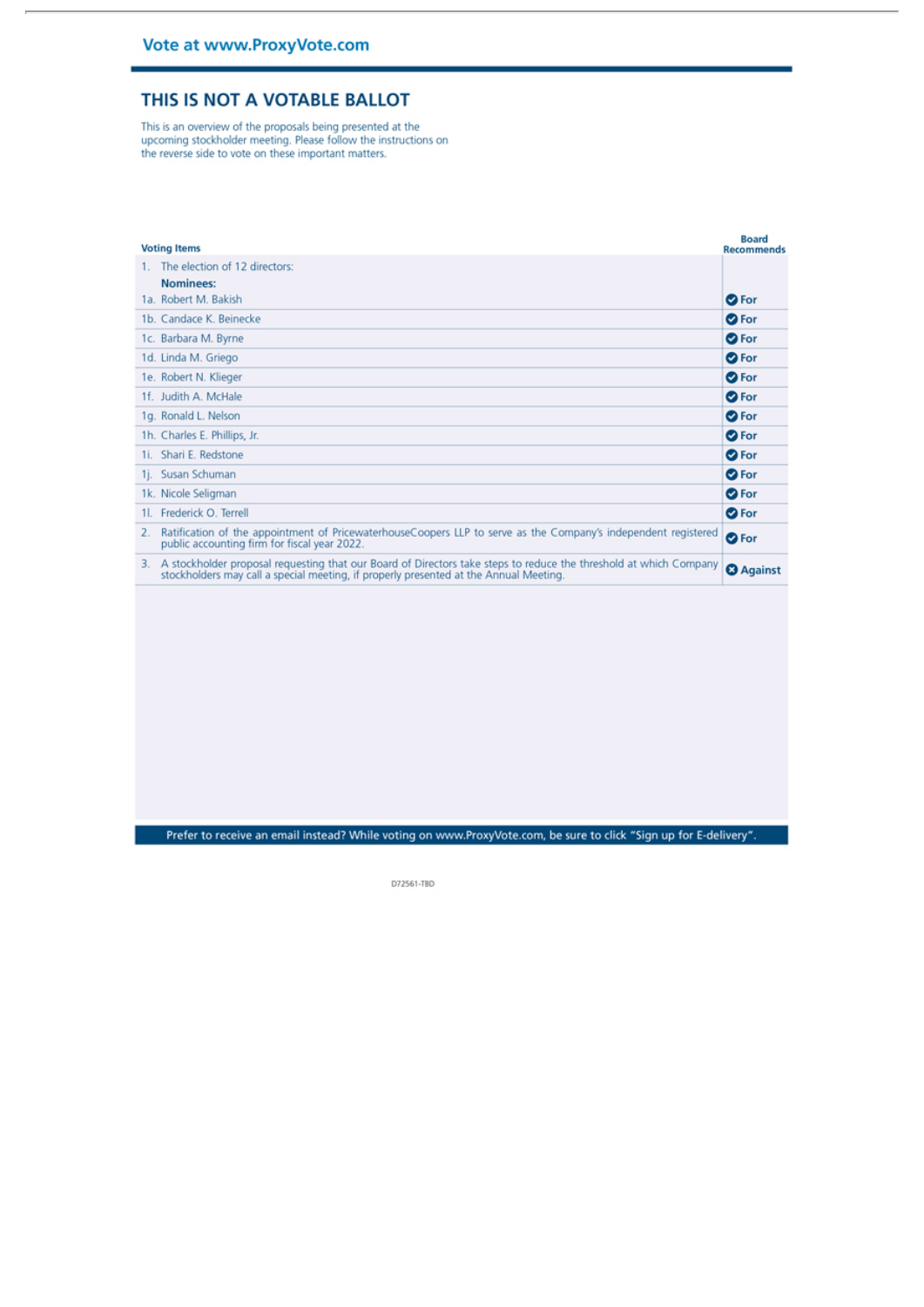**Vote at www.ProxyVote.com**

# THIS IS NOT A VOTABLE BALLOT

This is an overview of the proposals being presented at the upcoming stockholder meeting. Please follow the instructions on the reverse side to vote on these important matters.

| Voting Items | Board Recommends |
|---|---|
| 1. The election of 12 directors: | |
| **Nominees:** | |
| 1a. Robert M. Bakish | For |
| 1b. Candace K. Beinecke | For |
| 1c. Barbara M. Byrne | For |
| 1d. Linda M. Griego | For |
| 1e. Robert N. Klieger | For |
| 1f. Judith A. McHale | For |
| 1g. Ronald L. Nelson | For |
| 1h. Charles E. Phillips, Jr. | For |
| 1i. Shari E. Redstone | For |
| 1j. Susan Schuman | For |
| 1k. Nicole Seligman | For |
| 1l. Frederick O. Terrell | For |
| 2. Ratification of the appointment of PricewaterhouseCoopers LLP to serve as the Company's independent registered public accounting firm for fiscal year 2022. | For |
| 3. A stockholder proposal requesting that our Board of Directors take steps to reduce the threshold at which Company stockholders may call a special meeting, if properly presented at the Annual Meeting. | Against |

Prefer to receive an email instead? While voting on www.ProxyVote.com, be sure to click "Sign up for E-delivery".

D72561-TBD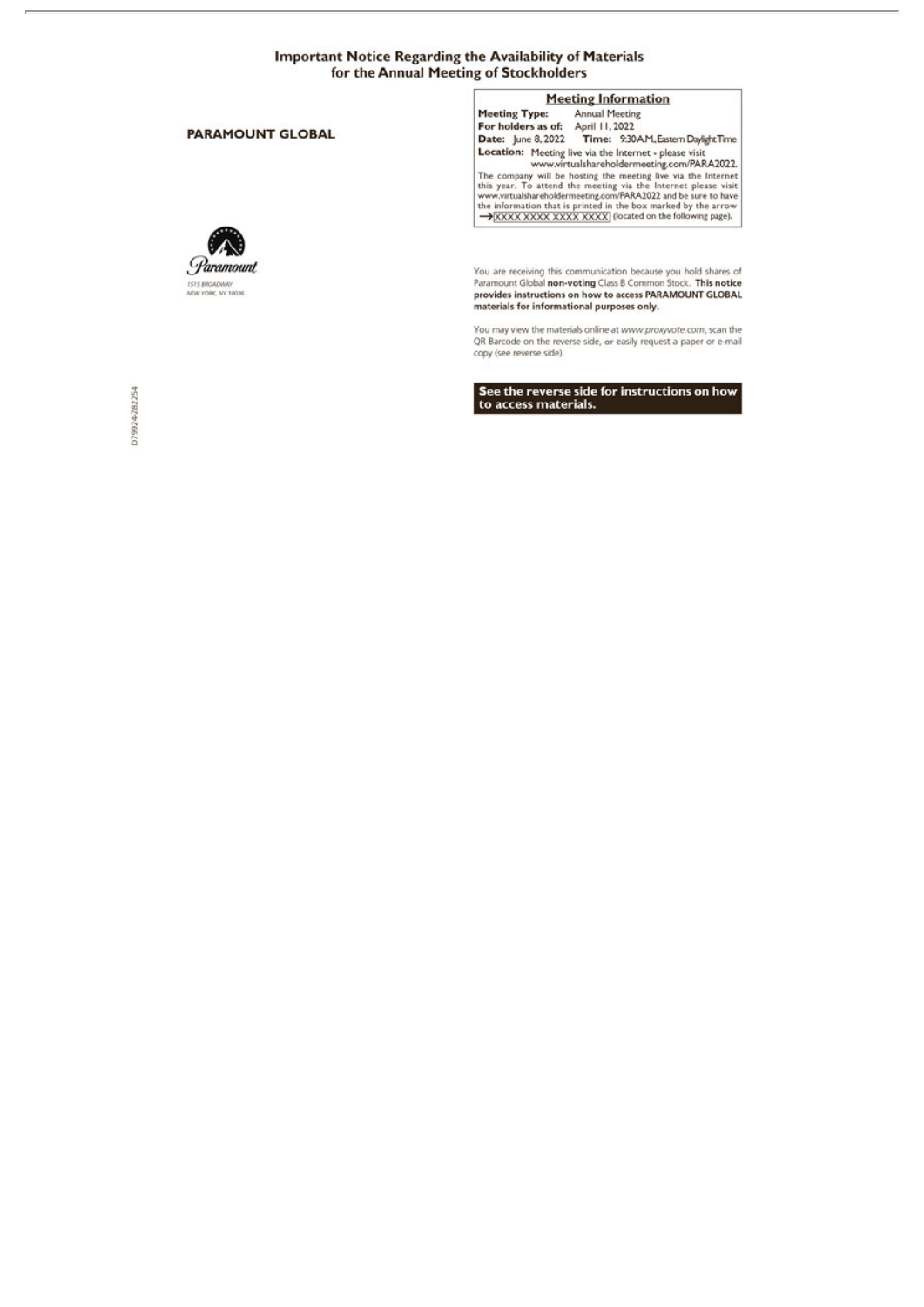# Important Notice Regarding the Availability of Materials for the Annual Meeting of Stockholders

**PARAMOUNT GLOBAL**

Paramount

*1515 BROADWAY*
*NEW YORK, NY 10036*

D79924-Z82254

## Meeting Information

**Meeting Type:** Annual Meeting
**For holders as of:** April 11, 2022
**Date:** June 8, 2022 **Time:** 9:30 A.M., Eastern Daylight Time
**Location:** Meeting live via the Internet - please visit www.virtualshareholdermeeting.com/PARA2022.

The company will be hosting the meeting live via the Internet this year. To attend the meeting via the Internet please visit www.virtualshareholdermeeting.com/PARA2022 and be sure to have the information that is printed in the box marked by the arrow → XXXX XXXX XXXX XXXX (located on the following page).

You are receiving this communication because you hold shares of Paramount Global **non-voting** Class B Common Stock. **This notice provides instructions on how to access PARAMOUNT GLOBAL materials for informational purposes only.**

You may view the materials online at *www.proxyvote.com*, scan the QR Barcode on the reverse side, or easily request a paper or e-mail copy (see reverse side).

**See the reverse side for instructions on how to access materials.**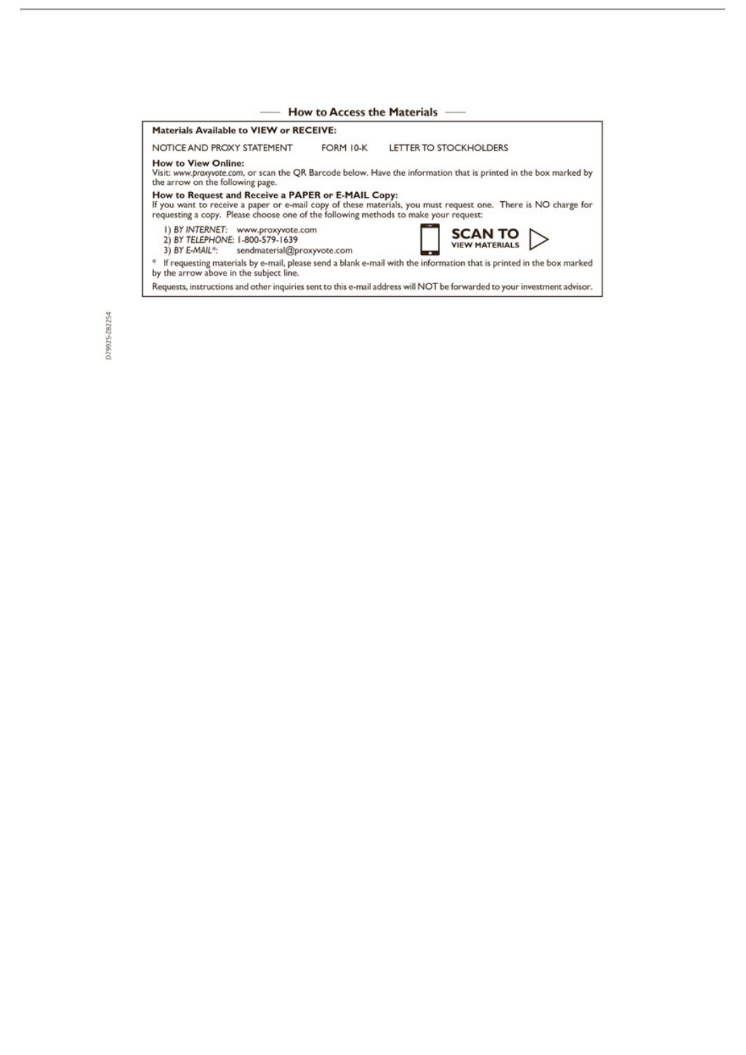## How to Access the Materials

**Materials Available to VIEW or RECEIVE:**

NOTICE AND PROXY STATEMENT FORM 10-K LETTER TO STOCKHOLDERS

**How to View Online:**
Visit: *www.proxyvote.com*, or scan the QR Barcode below. Have the information that is printed in the box marked by the arrow on the following page.

**How to Request and Receive a PAPER or E-MAIL Copy:**
If you want to receive a paper or e-mail copy of these materials, you must request one. There is NO charge for requesting a copy. Please choose one of the following methods to make your request:

1) *BY INTERNET*: www.proxyvote.com
2) *BY TELEPHONE*: 1-800-579-1639
3) *BY E-MAIL**: sendmaterial@proxyvote.com

**SCAN TO VIEW MATERIALS**

* If requesting materials by e-mail, please send a blank e-mail with the information that is printed in the box marked by the arrow above in the subject line.

Requests, instructions and other inquiries sent to this e-mail address will NOT be forwarded to your investment advisor.

D79925-Z82254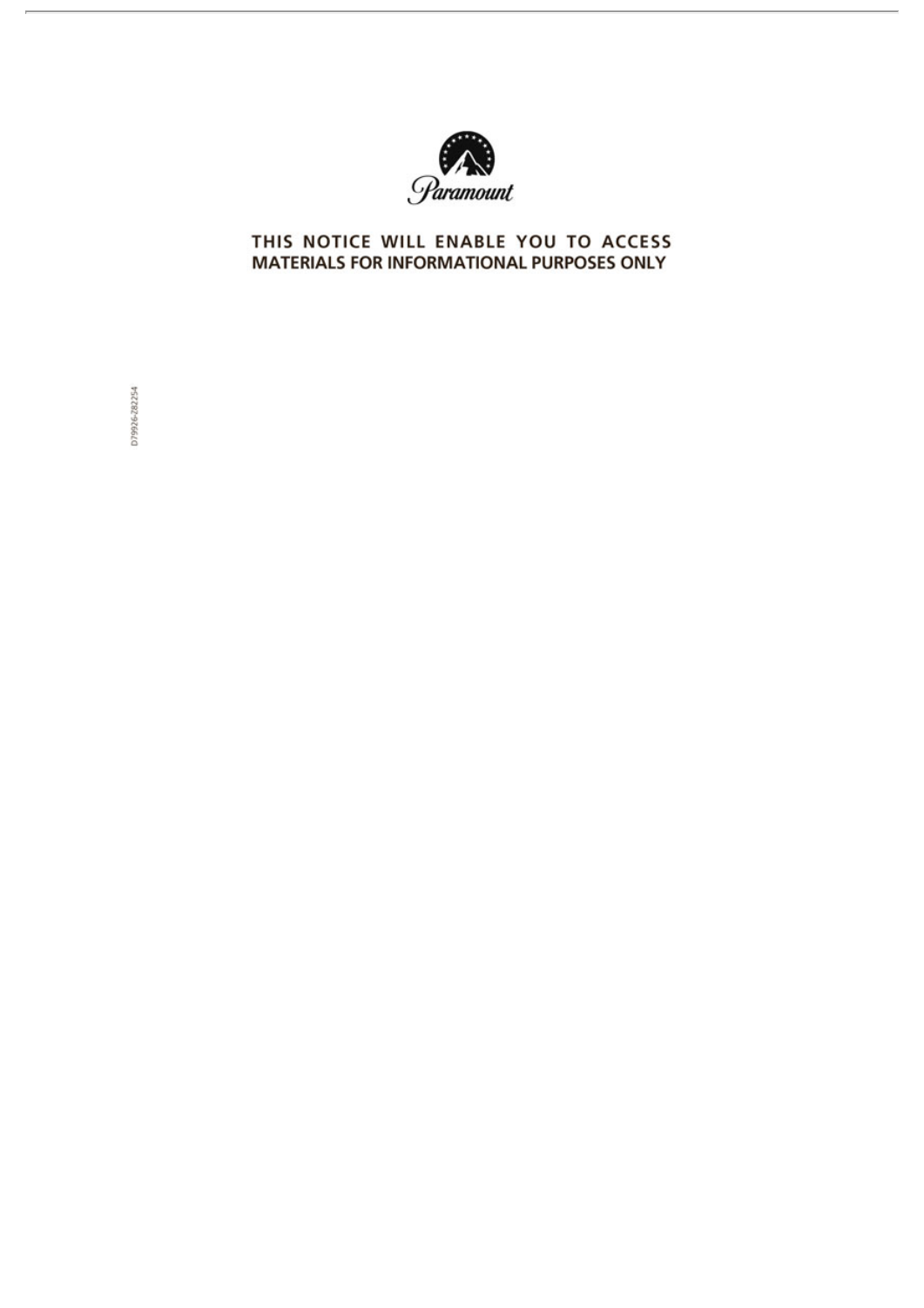Paramount

**THIS NOTICE WILL ENABLE YOU TO ACCESS MATERIALS FOR INFORMATIONAL PURPOSES ONLY**

D79926-Z82254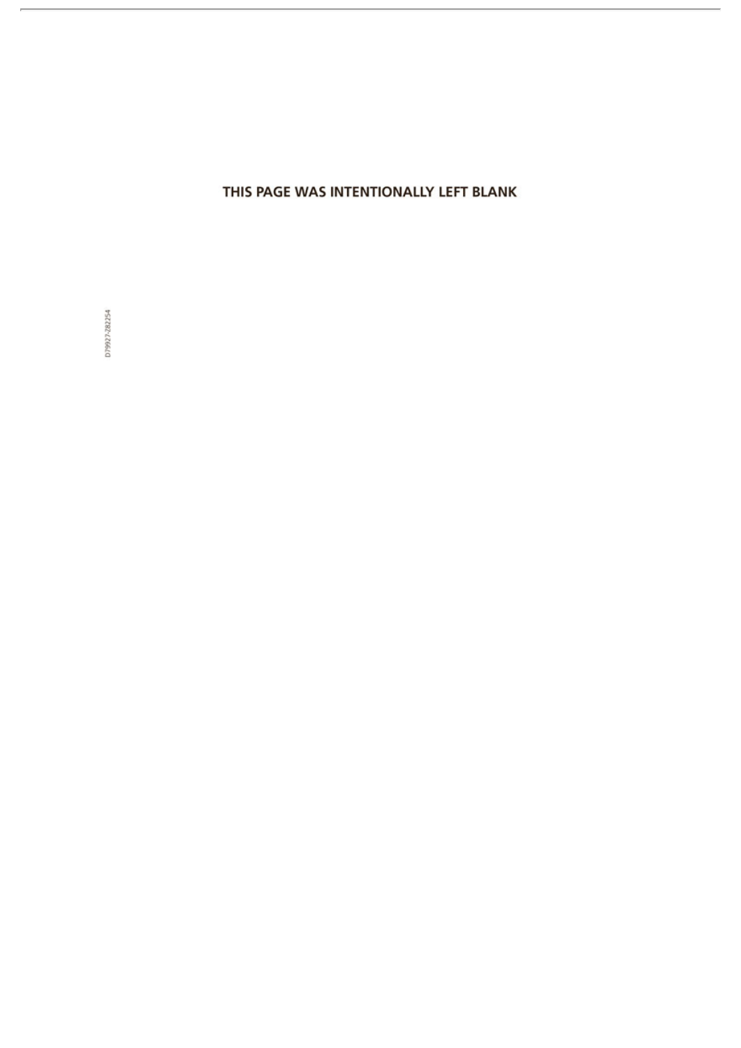THIS PAGE WAS INTENTIONALLY LEFT BLANK

D79927-Z82254